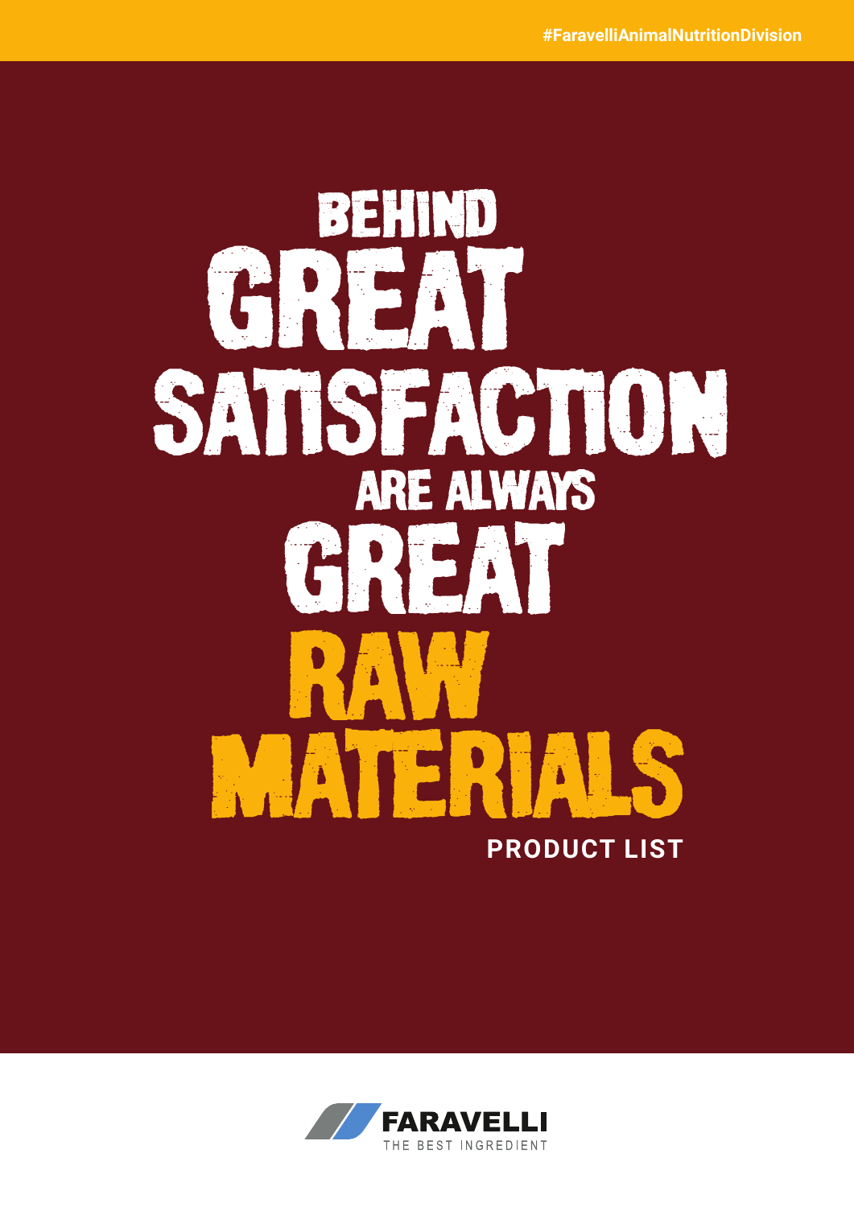#FaravelliAnimalNutritionDivision

# BEHIND GREAT SATISFACTION ARE ALWAYS GREAT RAW MATERIALS

**PRODUCT LIST**

FARAVELLI

THE BEST INGREDIENT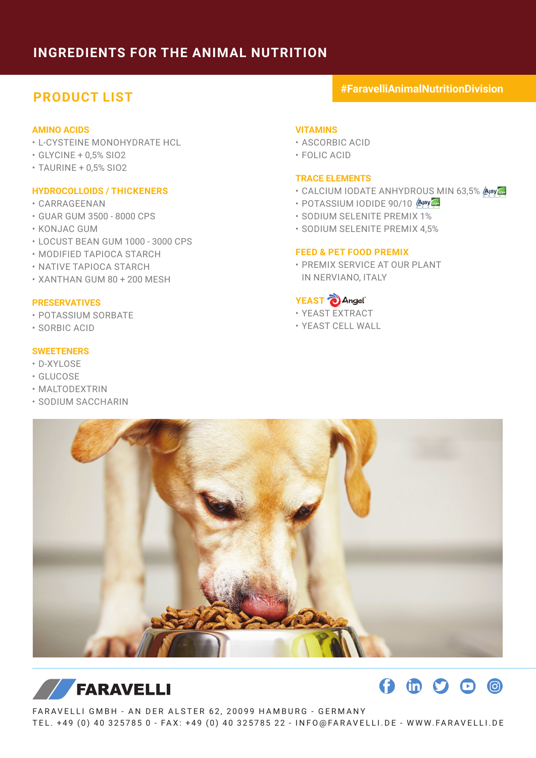# INGREDIENTS FOR THE ANIMAL NUTRITION

## PRODUCT LIST

#FaravelliAnimalNutritionDivision

### AMINO ACIDS
- L-CYSTEINE MONOHYDRATE HCL
- GLYCINE + 0,5% SIO2
- TAURINE + 0,5% SIO2

### HYDROCOLLOIDS / THICKENERS
- CARRAGEENAN
- GUAR GUM 3500 - 8000 CPS
- KONJAC GUM
- LOCUST BEAN GUM 1000 - 3000 CPS
- MODIFIED TAPIOCA STARCH
- NATIVE TAPIOCA STARCH
- XANTHAN GUM 80 + 200 MESH

### PRESERVATIVES
- POTASSIUM SORBATE
- SORBIC ACID

### SWEETENERS
- D-XYLOSE
- GLUCOSE
- MALTODEXTRIN
- SODIUM SACCHARIN

### VITAMINS
- ASCORBIC ACID
- FOLIC ACID

### TRACE ELEMENTS
- CALCIUM IODATE ANHYDROUS MIN 63,5%
- POTASSIUM IODIDE 90/10
- SODIUM SELENITE PREMIX 1%
- SODIUM SELENITE PREMIX 4,5%

### FEED & PET FOOD PREMIX
- PREMIX SERVICE AT OUR PLANT IN NERVIANO, ITALY

### YEAST
- YEAST EXTRACT
- YEAST CELL WALL

FARAVELLI

FARAVELLI GMBH - AN DER ALSTER 62, 20099 HAMBURG - GERMANY
TEL. +49 (0) 40 325785 0 - FAX: +49 (0) 40 325785 22 - INFO@FARAVELLI.DE - WWW.FARAVELLI.DE